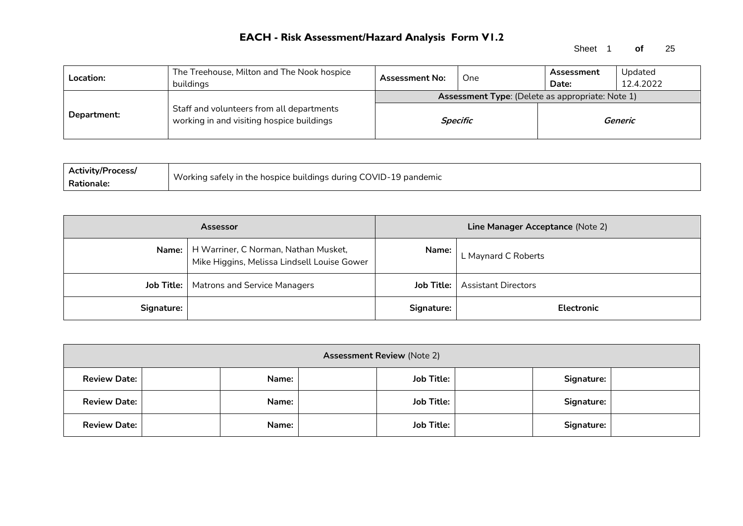# EACH - Risk Assessment/Hazard Analysis Form V1.2

| **Location:** | The Treehouse, Milton and The Nook hospice buildings | **Assessment No:** | One | **Assessment Date:** | Updated 12.4.2022 |
|---|---|---|---|---|---|
| **Department:** | Staff and volunteers from all departments working in and visiting hospice buildings | **Assessment Type**: (Delete as appropriate: Note 1) | | | |
| | | ***Specific*** | | ***Generic*** | |

| **Activity/Process/ Rationale:** | Working safely in the hospice buildings during COVID-19 pandemic |
|---|---|

| **Assessor** | | **Line Manager Acceptance** (Note 2) | |
|---|---|---|---|
| **Name:** | H Warriner, C Norman, Nathan Musket, Mike Higgins, Melissa Lindsell Louise Gower | **Name:** | L Maynard C Roberts |
| **Job Title:** | Matrons and Service Managers | **Job Title:** | Assistant Directors |
| **Signature:** | | **Signature:** | **Electronic** |

| **Assessment Review** (Note 2) | | | | | | | |
|---|---|---|---|---|---|---|---|
| **Review Date:** | | **Name:** | | **Job Title:** | | **Signature:** | |
| **Review Date:** | | **Name:** | | **Job Title:** | | **Signature:** | |
| **Review Date:** | | **Name:** | | **Job Title:** | | **Signature:** | |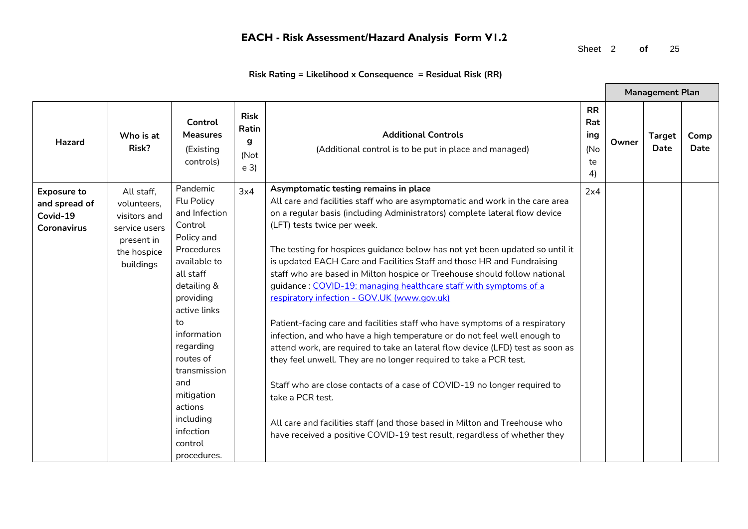# EACH - Risk Assessment/Hazard Analysis Form V1.2

**Risk Rating = Likelihood x Consequence = Residual Risk (RR)**

| Hazard | Who is at Risk? | Control Measures (Existing controls) | Risk Rating (Note 3) | Additional Controls (Additional control is to be put in place and managed) | RR Rating (Note 4) | Management Plan | | |
|---|---|---|---|---|---|---|---|---|
| | | | | | | **Owner** | **Target Date** | **Comp Date** |
| **Exposure to and spread of Covid-19 Coronavirus** | All staff, volunteers, visitors and service users present in the hospice buildings | Pandemic Flu Policy and Infection Control Policy and Procedures available to all staff detailing & providing active links to information regarding routes of transmission and mitigation actions including infection control procedures. | 3x4 | **Asymptomatic testing remains in place**<br>All care and facilities staff who are asymptomatic and work in the care area on a regular basis (including Administrators) complete lateral flow device (LFT) tests twice per week.<br><br>The testing for hospices guidance below has not yet been updated so until it is updated EACH Care and Facilities Staff and those HR and Fundraising staff who are based in Milton hospice or Treehouse should follow national guidance : [COVID-19: managing healthcare staff with symptoms of a respiratory infection - GOV.UK (www.gov.uk)](https://www.gov.uk)<br><br>Patient-facing care and facilities staff who have symptoms of a respiratory infection, and who have a high temperature or do not feel well enough to attend work, are required to take an lateral flow device (LFD) test as soon as they feel unwell. They are no longer required to take a PCR test.<br><br>Staff who are close contacts of a case of COVID-19 no longer required to take a PCR test.<br><br>All care and facilities staff (and those based in Milton and Treehouse who have received a positive COVID-19 test result, regardless of whether they | 2x4 | | | |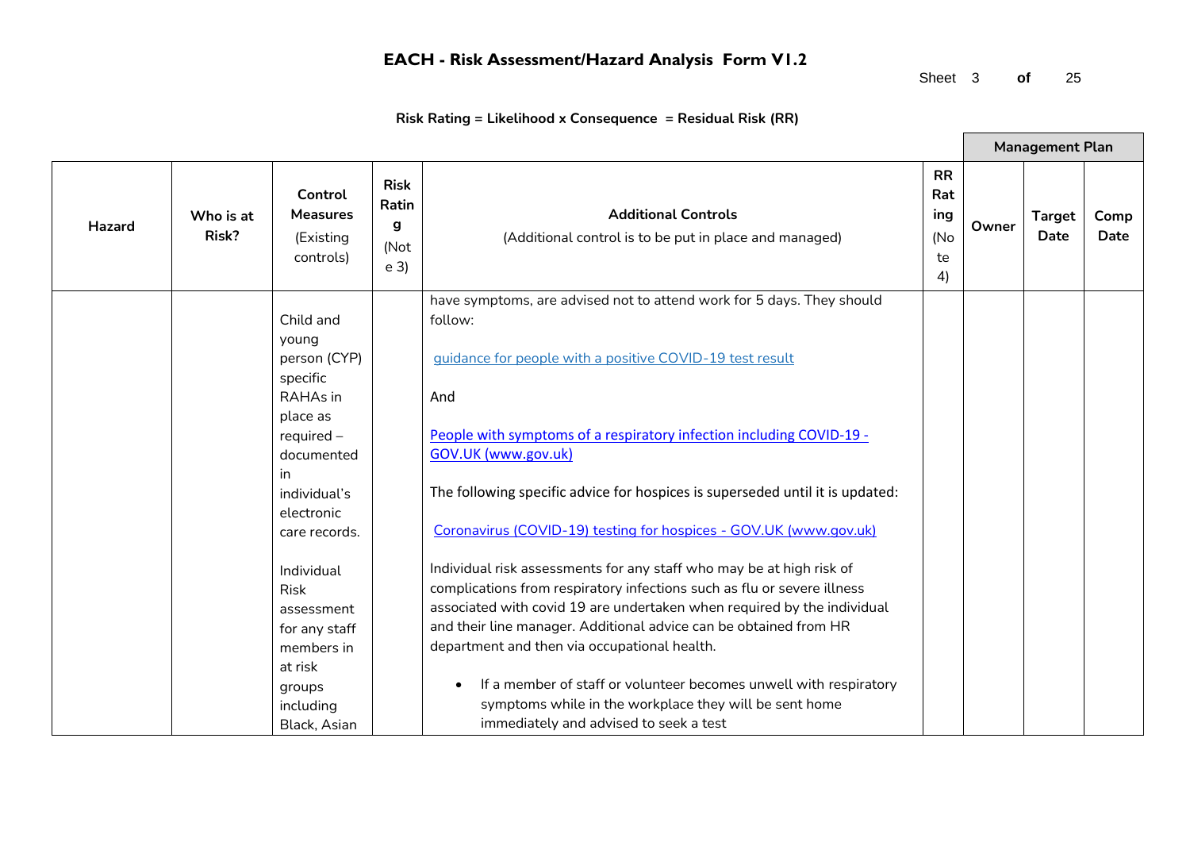# EACH - Risk Assessment/Hazard Analysis Form V1.2

**Risk Rating = Likelihood x Consequence = Residual Risk (RR)**

| Hazard | Who is at Risk? | Control Measures (Existing controls) | Risk Rating (Note 3) | Additional Controls (Additional control is to be put in place and managed) | RR Rating (Note 4) | Management Plan | | |
|---|---|---|---|---|---|---|---|---|
| | | | | | | Owner | Target Date | Comp Date |
| | | Child and young person (CYP) specific RAHAs in place as required – documented in individual's electronic care records.<br><br>Individual Risk assessment for any staff members in at risk groups including Black, Asian | | have symptoms, are advised not to attend work for 5 days. They should follow:<br><br>guidance for people with a positive COVID-19 test result<br><br>And<br><br>People with symptoms of a respiratory infection including COVID-19 - GOV.UK (www.gov.uk)<br><br>The following specific advice for hospices is superseded until it is updated:<br><br>Coronavirus (COVID-19) testing for hospices - GOV.UK (www.gov.uk)<br><br>Individual risk assessments for any staff who may be at high risk of complications from respiratory infections such as flu or severe illness associated with covid 19 are undertaken when required by the individual and their line manager. Additional advice can be obtained from HR department and then via occupational health.<br><br>• If a member of staff or volunteer becomes unwell with respiratory symptoms while in the workplace they will be sent home immediately and advised to seek a test | | | | |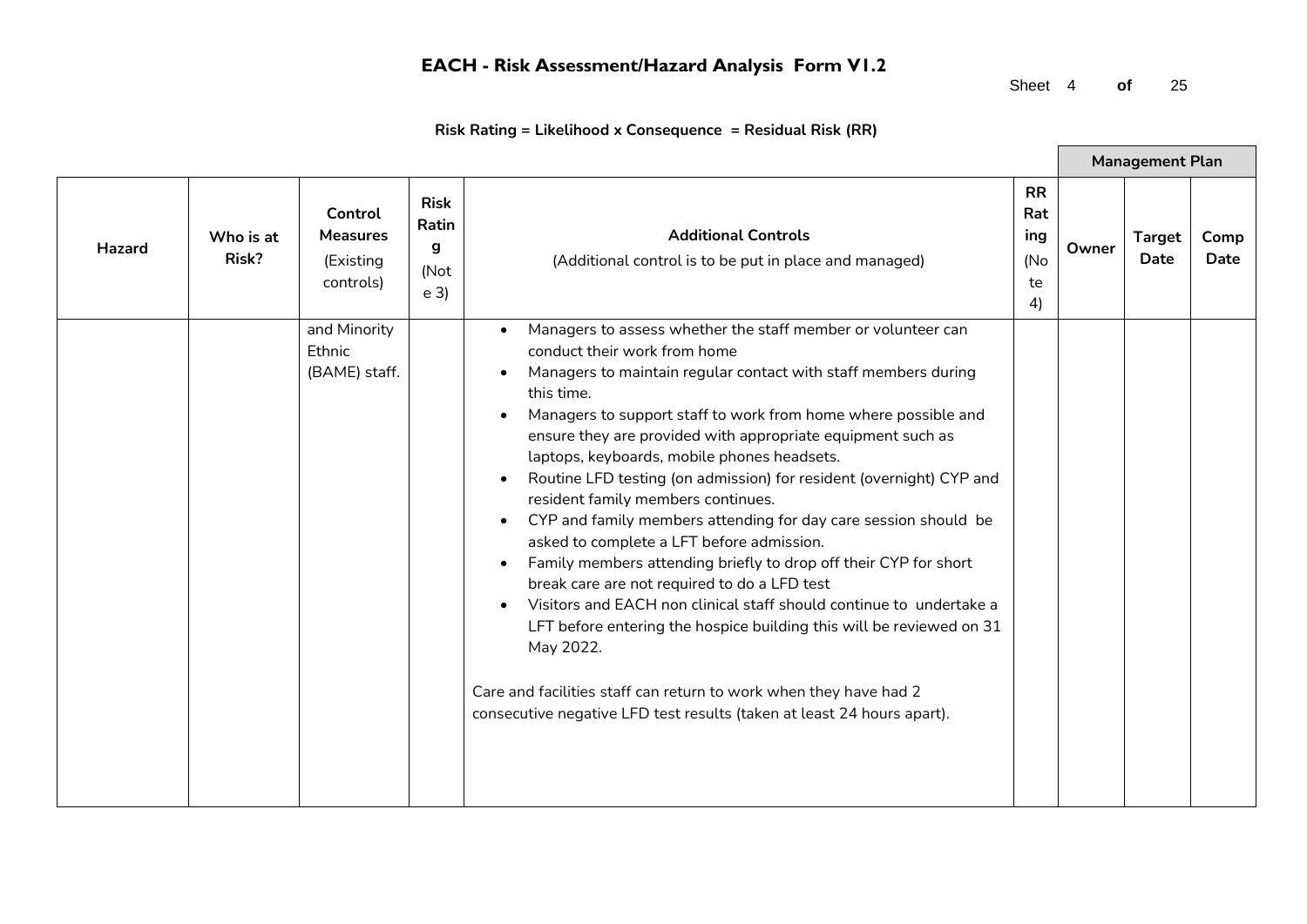# EACH - Risk Assessment/Hazard Analysis Form V1.2

**Risk Rating = Likelihood x Consequence = Residual Risk (RR)**

| Hazard | Who is at Risk? | Control Measures (Existing controls) | Risk Rating (Note 3) | Additional Controls (Additional control is to be put in place and managed) | RR Rating (Note 4) | Management Plan | | |
|---|---|---|---|---|---|---|---|---|
| | | | | | | Owner | Target Date | Comp Date |
| | | and Minority Ethnic (BAME) staff. | | • Managers to assess whether the staff member or volunteer can conduct their work from home<br>• Managers to maintain regular contact with staff members during this time.<br>• Managers to support staff to work from home where possible and ensure they are provided with appropriate equipment such as laptops, keyboards, mobile phones headsets.<br>• Routine LFD testing (on admission) for resident (overnight) CYP and resident family members continues.<br>• CYP and family members attending for day care session should be asked to complete a LFT before admission.<br>• Family members attending briefly to drop off their CYP for short break care are not required to do a LFD test<br>• Visitors and EACH non clinical staff should continue to undertake a LFT before entering the hospice building this will be reviewed on 31 May 2022.<br><br>Care and facilities staff can return to work when they have had 2 consecutive negative LFD test results (taken at least 24 hours apart). | | | | |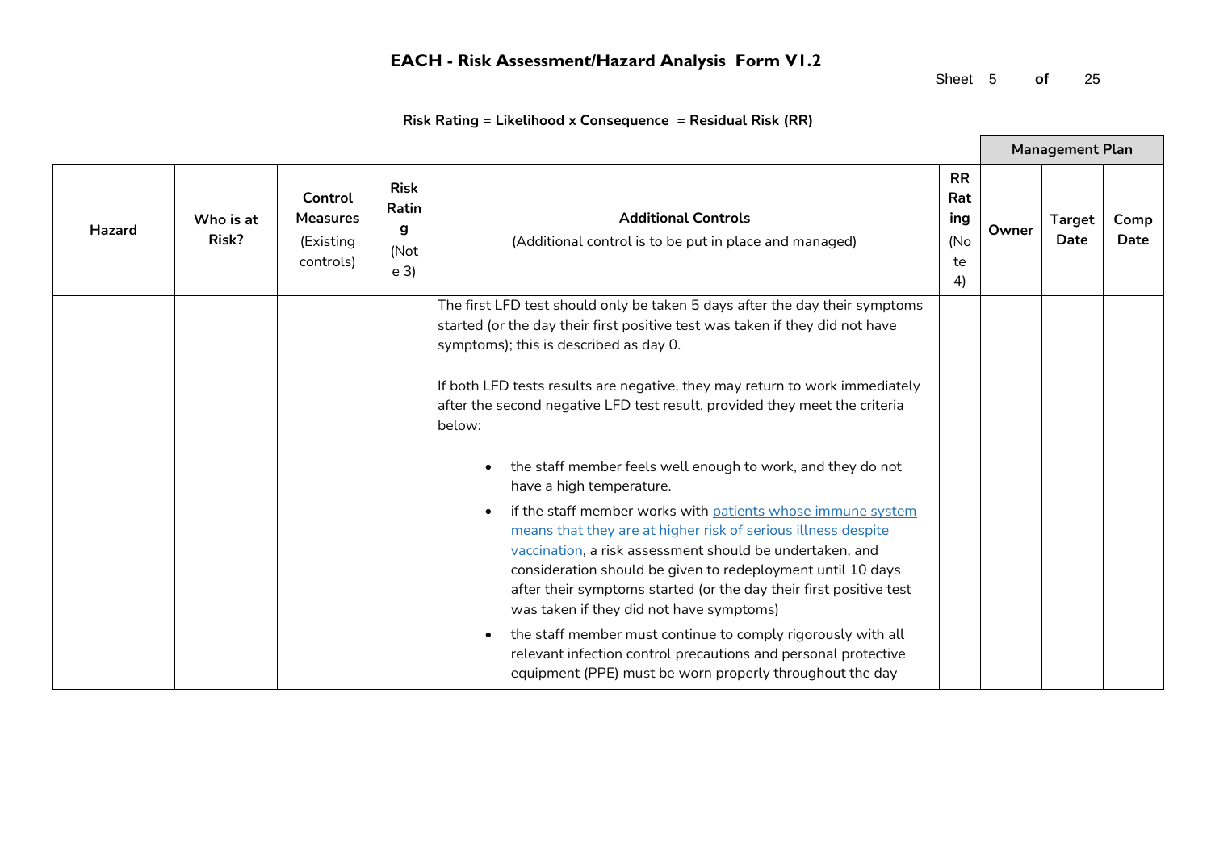# EACH - Risk Assessment/Hazard Analysis Form V1.2

**Risk Rating = Likelihood x Consequence = Residual Risk (RR)**

| Hazard | Who is at Risk? | Control Measures (Existing controls) | Risk Rating (Note 3) | Additional Controls (Additional control is to be put in place and managed) | RR Rating (Note 4) | Management Plan | | |
|---|---|---|---|---|---|---|---|---|
| | | | | | | Owner | Target Date | Comp Date |
| | | | | The first LFD test should only be taken 5 days after the day their symptoms started (or the day their first positive test was taken if they did not have symptoms); this is described as day 0.<br><br>If both LFD tests results are negative, they may return to work immediately after the second negative LFD test result, provided they meet the criteria below:<br><br>• the staff member feels well enough to work, and they do not have a high temperature.<br>• if the staff member works with [patients whose immune system means that they are at higher risk of serious illness despite vaccination](), a risk assessment should be undertaken, and consideration should be given to redeployment until 10 days after their symptoms started (or the day their first positive test was taken if they did not have symptoms)<br>• the staff member must continue to comply rigorously with all relevant infection control precautions and personal protective equipment (PPE) must be worn properly throughout the day | | | | |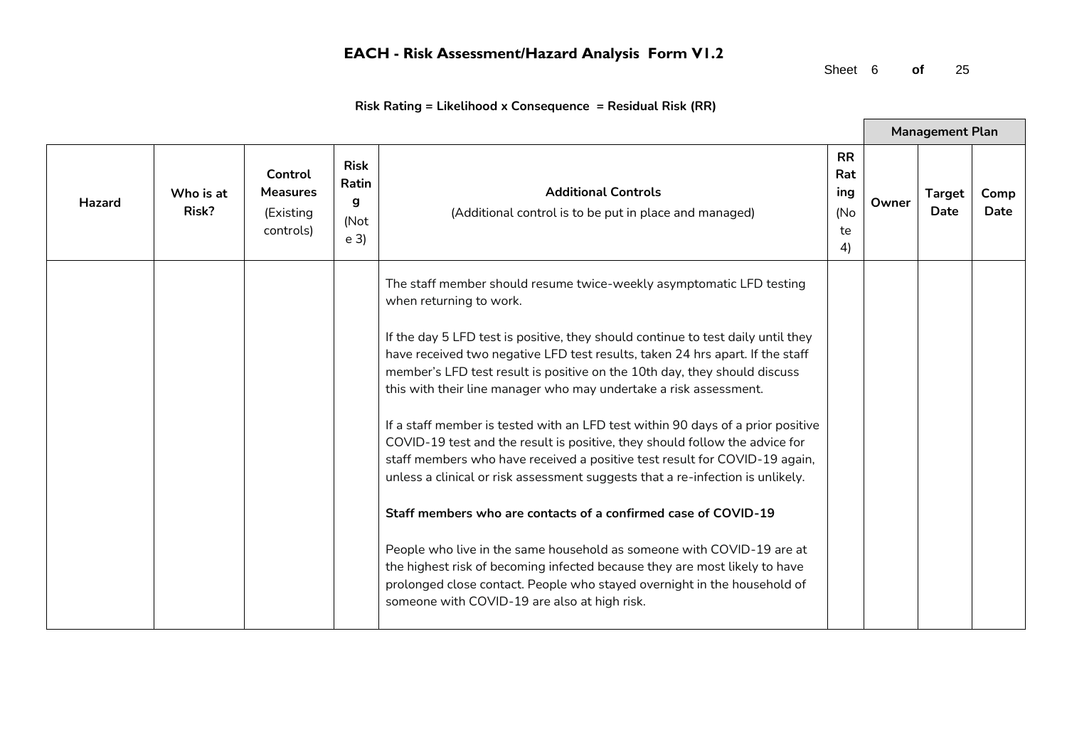# EACH - Risk Assessment/Hazard Analysis Form V1.2

**Risk Rating = Likelihood x Consequence = Residual Risk (RR)**

| Hazard | Who is at Risk? | Control Measures (Existing controls) | Risk Rating (Note 3) | Additional Controls (Additional control is to be put in place and managed) | RR Rating (Note 4) | Management Plan | | |
|---|---|---|---|---|---|---|---|---|
| | | | | | | Owner | Target Date | Comp Date |
| | | | | The staff member should resume twice-weekly asymptomatic LFD testing when returning to work.<br><br>If the day 5 LFD test is positive, they should continue to test daily until they have received two negative LFD test results, taken 24 hrs apart. If the staff member's LFD test result is positive on the 10th day, they should discuss this with their line manager who may undertake a risk assessment.<br><br>If a staff member is tested with an LFD test within 90 days of a prior positive COVID-19 test and the result is positive, they should follow the advice for staff members who have received a positive test result for COVID-19 again, unless a clinical or risk assessment suggests that a re-infection is unlikely.<br><br>**Staff members who are contacts of a confirmed case of COVID-19**<br><br>People who live in the same household as someone with COVID-19 are at the highest risk of becoming infected because they are most likely to have prolonged close contact. People who stayed overnight in the household of someone with COVID-19 are also at high risk. | | | | |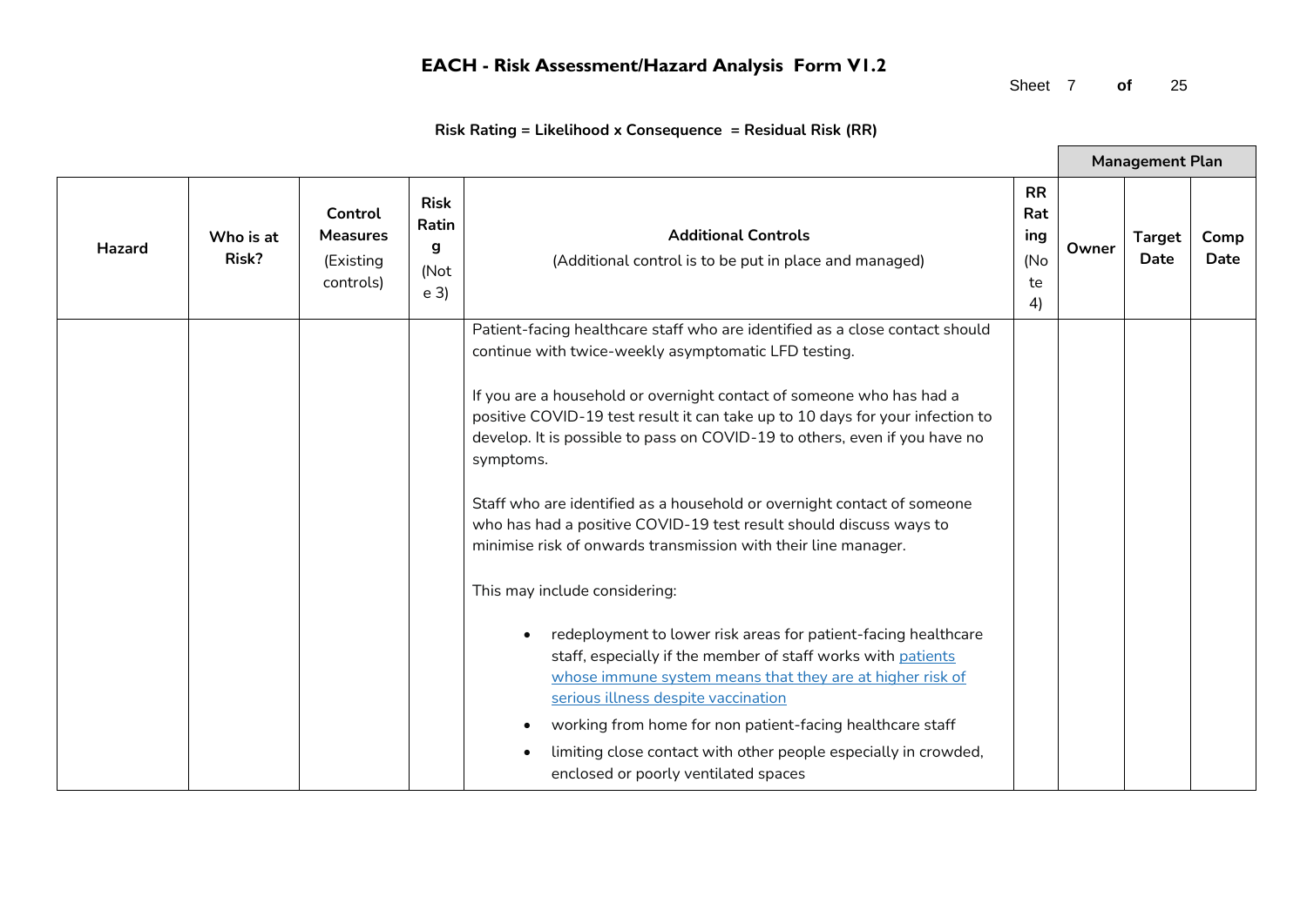# EACH - Risk Assessment/Hazard Analysis Form V1.2

**Risk Rating = Likelihood x Consequence = Residual Risk (RR)**

| Hazard | Who is at Risk? | Control Measures (Existing controls) | Risk Rating (Note 3) | Additional Controls (Additional control is to be put in place and managed) | RR Rating (Note 4) | Management Plan | | |
|---|---|---|---|---|---|---|---|---|
| | | | | | | Owner | Target Date | Comp Date |
| | | | | Patient-facing healthcare staff who are identified as a close contact should continue with twice-weekly asymptomatic LFD testing.<br><br>If you are a household or overnight contact of someone who has had a positive COVID-19 test result it can take up to 10 days for your infection to develop. It is possible to pass on COVID-19 to others, even if you have no symptoms.<br><br>Staff who are identified as a household or overnight contact of someone who has had a positive COVID-19 test result should discuss ways to minimise risk of onwards transmission with their line manager.<br><br>This may include considering:<br><br>• redeployment to lower risk areas for patient-facing healthcare staff, especially if the member of staff works with patients whose immune system means that they are at higher risk of serious illness despite vaccination<br>• working from home for non patient-facing healthcare staff<br>• limiting close contact with other people especially in crowded, enclosed or poorly ventilated spaces | | | | |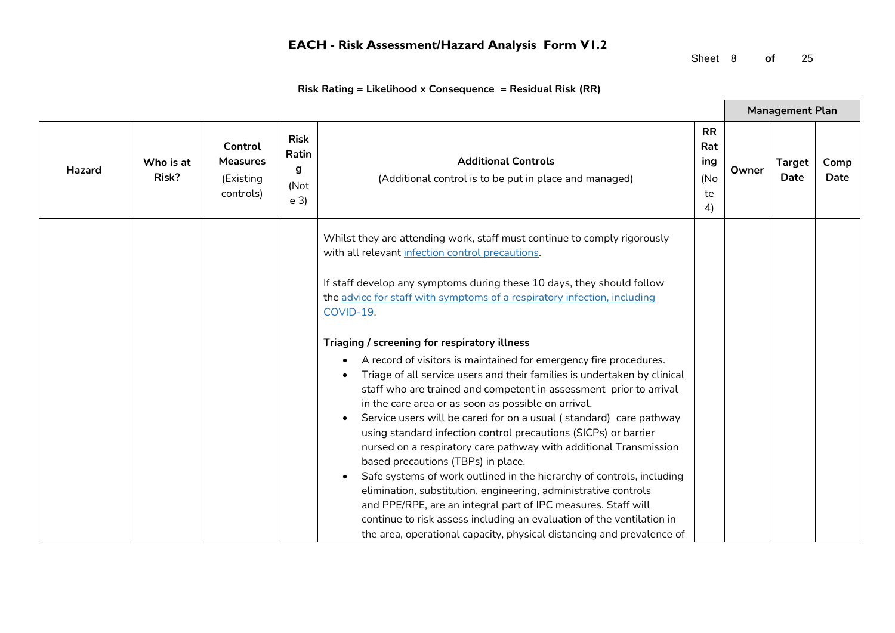**EACH - Risk Assessment/Hazard Analysis Form V1.2**

**Risk Rating = Likelihood x Consequence = Residual Risk (RR)**

| Hazard | Who is at Risk? | Control Measures (Existing controls) | Risk Rating (Note 3) | Additional Controls (Additional control is to be put in place and managed) | RR Rating (Note 4) | Management Plan: Owner | Management Plan: Target Date | Management Plan: Comp Date |
|---|---|---|---|---|---|---|---|---|
| | | | | Whilst they are attending work, staff must continue to comply rigorously with all relevant infection control precautions.<br><br>If staff develop any symptoms during these 10 days, they should follow the advice for staff with symptoms of a respiratory infection, including COVID-19.<br><br>**Triaging / screening for respiratory illness**<br>• A record of visitors is maintained for emergency fire procedures.<br>• Triage of all service users and their families is undertaken by clinical staff who are trained and competent in assessment prior to arrival in the care area or as soon as possible on arrival.<br>• Service users will be cared for on a usual ( standard) care pathway using standard infection control precautions (SICPs) or barrier nursed on a respiratory care pathway with additional Transmission based precautions (TBPs) in place.<br>• Safe systems of work outlined in the hierarchy of controls, including elimination, substitution, engineering, administrative controls and PPE/RPE, are an integral part of IPC measures. Staff will continue to risk assess including an evaluation of the ventilation in the area, operational capacity, physical distancing and prevalence of | | | | |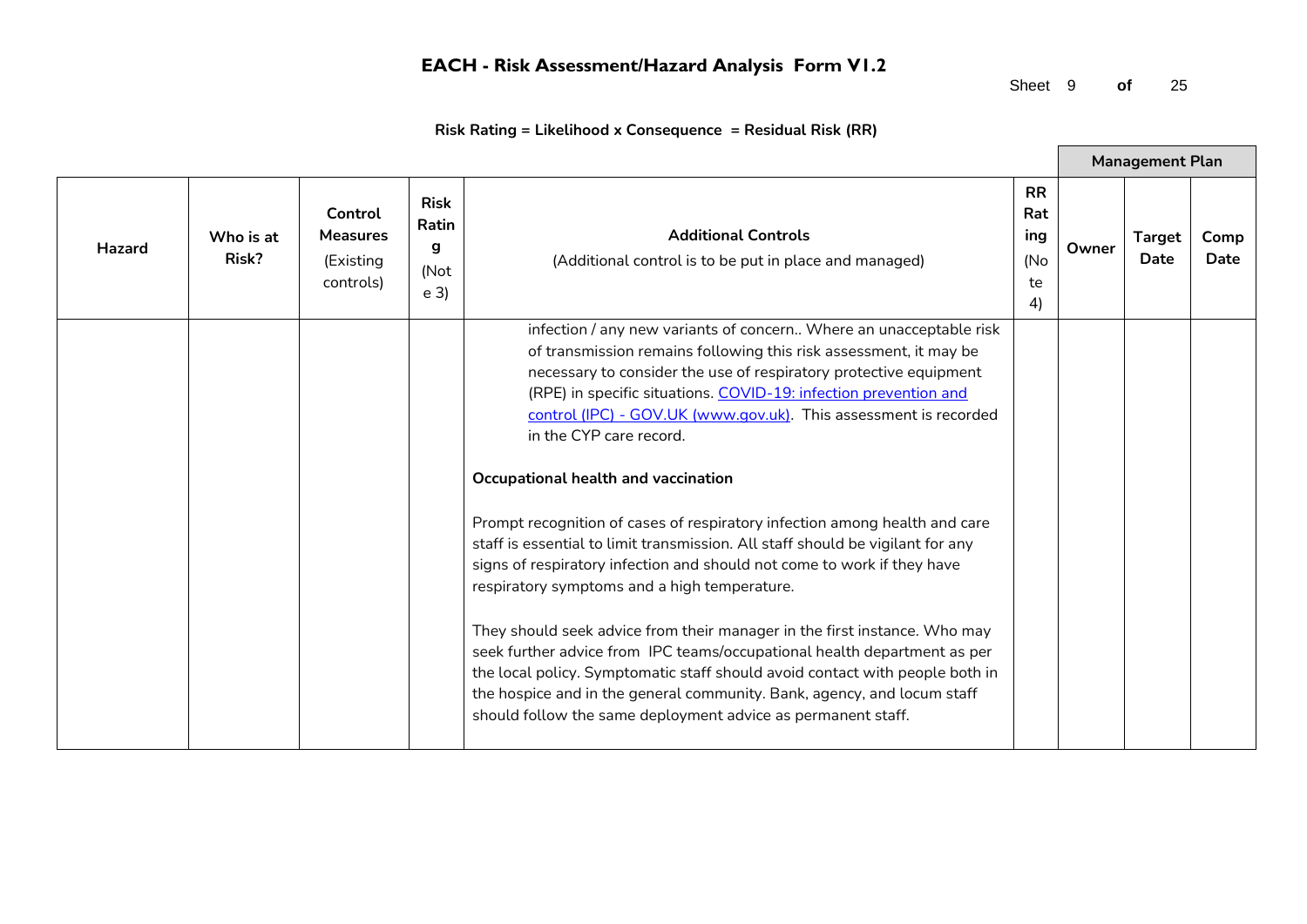# EACH - Risk Assessment/Hazard Analysis Form V1.2

**Risk Rating = Likelihood x Consequence = Residual Risk (RR)**

| Hazard | Who is at Risk? | Control Measures (Existing controls) | Risk Rating (Note 3) | Additional Controls (Additional control is to be put in place and managed) | RR Rating (Note 4) | Management Plan | | |
|---|---|---|---|---|---|---|---|---|
| | | | | | | Owner | Target Date | Comp Date |
| | | | | infection / any new variants of concern.. Where an unacceptable risk of transmission remains following this risk assessment, it may be necessary to consider the use of respiratory protective equipment (RPE) in specific situations. [COVID-19: infection prevention and control (IPC) - GOV.UK (www.gov.uk)](). This assessment is recorded in the CYP care record.<br><br>**Occupational health and vaccination**<br><br>Prompt recognition of cases of respiratory infection among health and care staff is essential to limit transmission. All staff should be vigilant for any signs of respiratory infection and should not come to work if they have respiratory symptoms and a high temperature.<br><br>They should seek advice from their manager in the first instance. Who may seek further advice from IPC teams/occupational health department as per the local policy. Symptomatic staff should avoid contact with people both in the hospice and in the general community. Bank, agency, and locum staff should follow the same deployment advice as permanent staff. | | | | |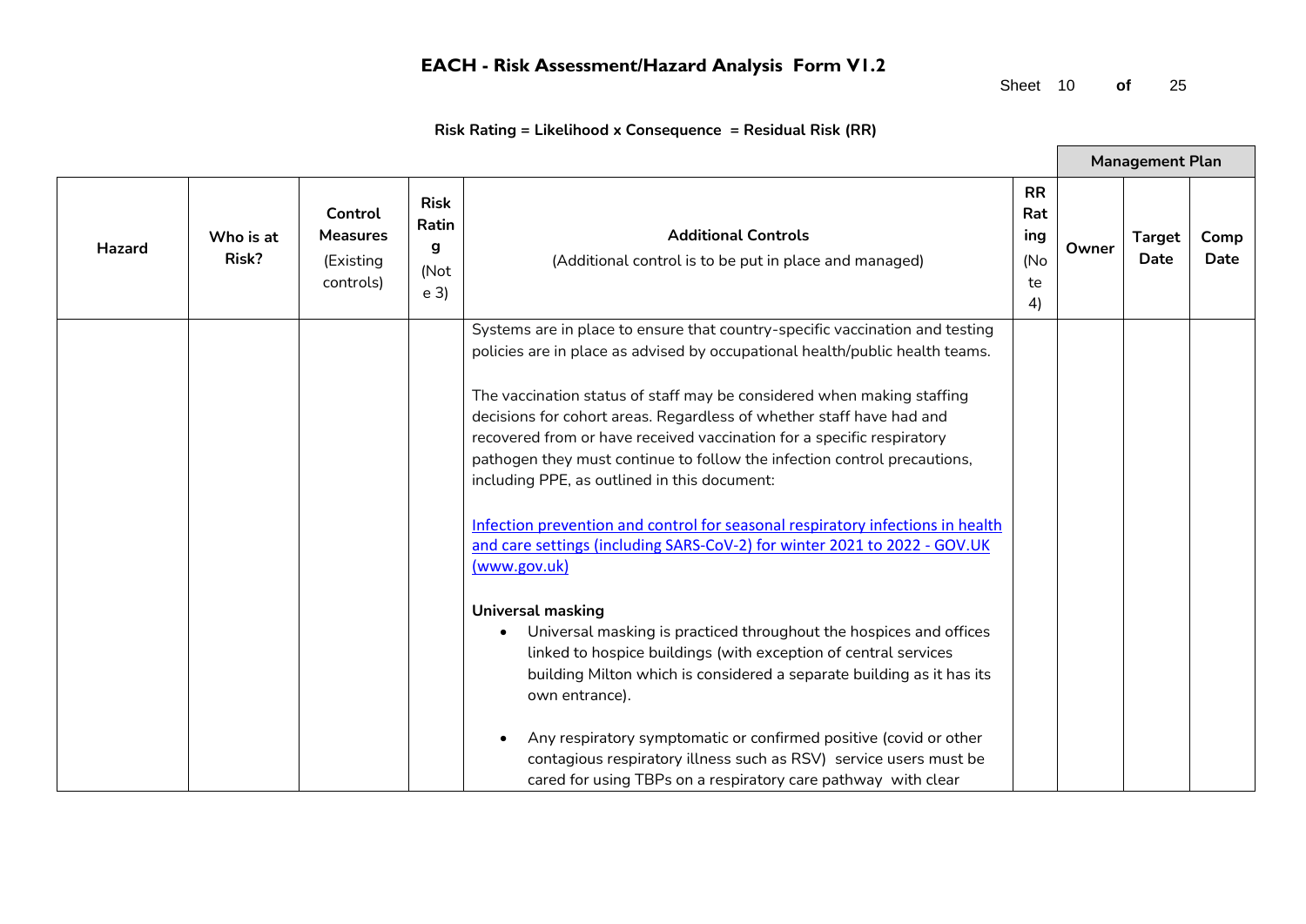# EACH - Risk Assessment/Hazard Analysis Form V1.2

**Risk Rating = Likelihood x Consequence = Residual Risk (RR)**

| Hazard | Who is at Risk? | Control Measures (Existing controls) | Risk Rating (Note 3) | Additional Controls (Additional control is to be put in place and managed) | RR Rating (Note 4) | Management Plan | | |
|---|---|---|---|---|---|---|---|---|
| | | | | | | Owner | Target Date | Comp Date |
| | | | | Systems are in place to ensure that country-specific vaccination and testing policies are in place as advised by occupational health/public health teams.<br><br>The vaccination status of staff may be considered when making staffing decisions for cohort areas. Regardless of whether staff have had and recovered from or have received vaccination for a specific respiratory pathogen they must continue to follow the infection control precautions, including PPE, as outlined in this document:<br><br>[Infection prevention and control for seasonal respiratory infections in health and care settings (including SARS-CoV-2) for winter 2021 to 2022 - GOV.UK (www.gov.uk)](www.gov.uk)<br><br>**Universal masking**<br>• Universal masking is practiced throughout the hospices and offices linked to hospice buildings (with exception of central services building Milton which is considered a separate building as it has its own entrance).<br><br>• Any respiratory symptomatic or confirmed positive (covid or other contagious respiratory illness such as RSV) service users must be cared for using TBPs on a respiratory care pathway with clear | | | | |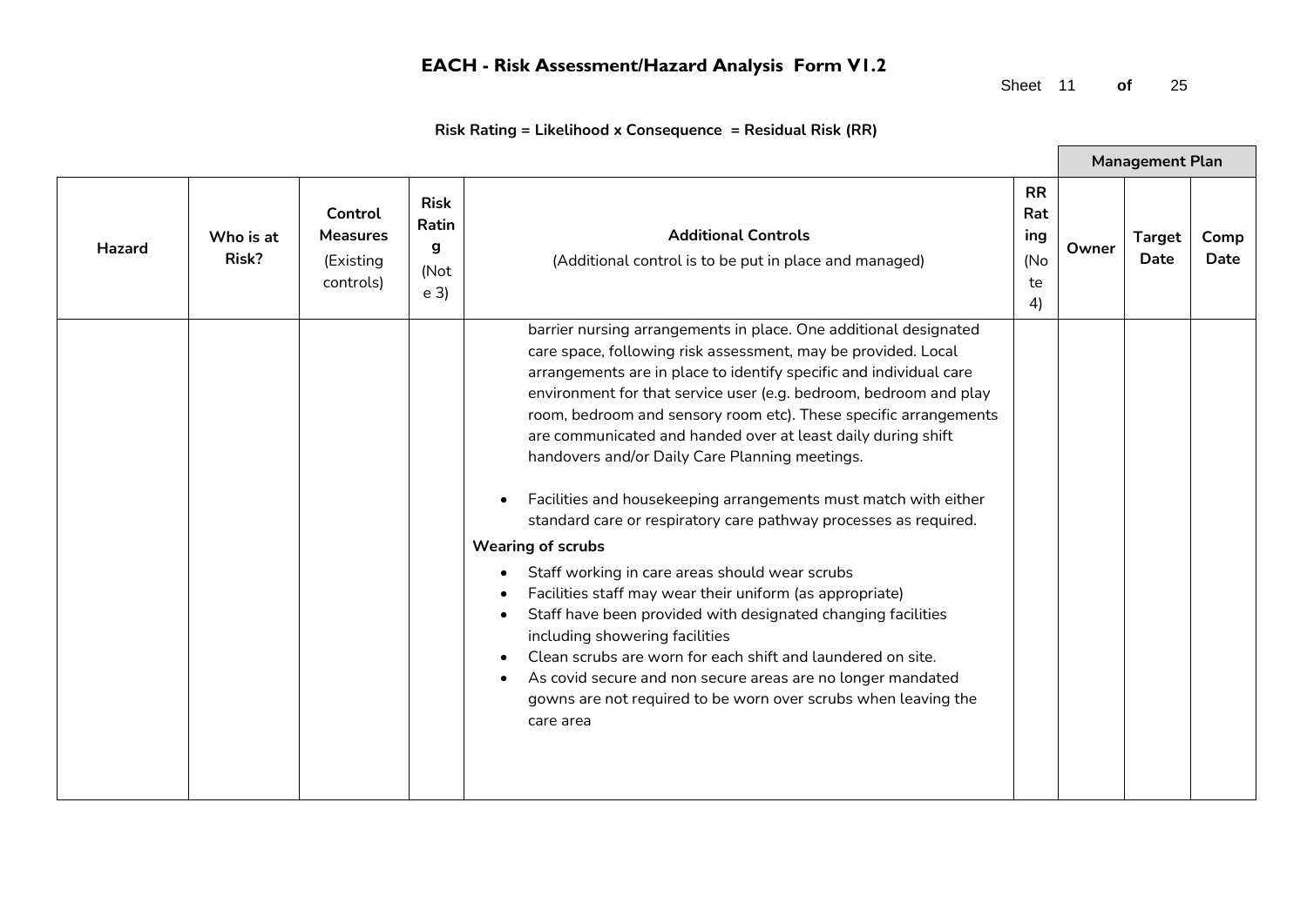# EACH - Risk Assessment/Hazard Analysis Form V1.2

**Risk Rating = Likelihood x Consequence = Residual Risk (RR)**

| Hazard | Who is at Risk? | Control Measures (Existing controls) | Risk Rating (Note 3) | Additional Controls (Additional control is to be put in place and managed) | RR Rating (Note 4) | Management Plan | | |
|---|---|---|---|---|---|---|---|---|
| | | | | | | Owner | Target Date | Comp Date |
| | | | | barrier nursing arrangements in place. One additional designated care space, following risk assessment, may be provided. Local arrangements are in place to identify specific and individual care environment for that service user (e.g. bedroom, bedroom and play room, bedroom and sensory room etc). These specific arrangements are communicated and handed over at least daily during shift handovers and/or Daily Care Planning meetings.<br><br>• Facilities and housekeeping arrangements must match with either standard care or respiratory care pathway processes as required.<br><br>**Wearing of scrubs**<br><br>• Staff working in care areas should wear scrubs<br>• Facilities staff may wear their uniform (as appropriate)<br>• Staff have been provided with designated changing facilities including showering facilities<br>• Clean scrubs are worn for each shift and laundered on site.<br>• As covid secure and non secure areas are no longer mandated gowns are not required to be worn over scrubs when leaving the care area | | | | |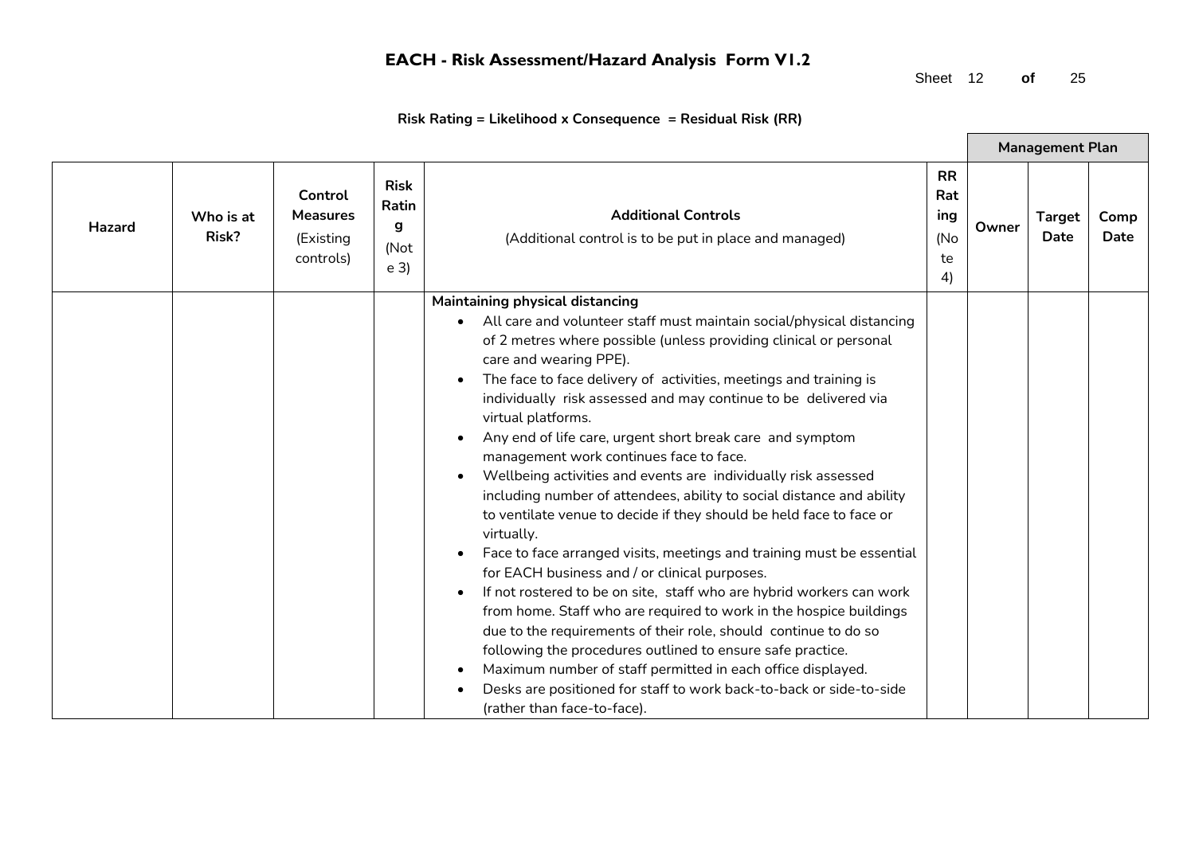**EACH - Risk Assessment/Hazard Analysis Form V1.2**

**Risk Rating = Likelihood x Consequence = Residual Risk (RR)**

| Hazard | Who is at Risk? | Control Measures (Existing controls) | Risk Rating (Note 3) | Additional Controls (Additional control is to be put in place and managed) | RR Rating (Note 4) | Management Plan | | |
|---|---|---|---|---|---|---|---|---|
| | | | | | | Owner | Target Date | Comp Date |
| | | | | **Maintaining physical distancing**<br>• All care and volunteer staff must maintain social/physical distancing of 2 metres where possible (unless providing clinical or personal care and wearing PPE).<br>• The face to face delivery of activities, meetings and training is individually risk assessed and may continue to be delivered via virtual platforms.<br>• Any end of life care, urgent short break care and symptom management work continues face to face.<br>• Wellbeing activities and events are individually risk assessed including number of attendees, ability to social distance and ability to ventilate venue to decide if they should be held face to face or virtually.<br>• Face to face arranged visits, meetings and training must be essential for EACH business and / or clinical purposes.<br>• If not rostered to be on site, staff who are hybrid workers can work from home. Staff who are required to work in the hospice buildings due to the requirements of their role, should continue to do so following the procedures outlined to ensure safe practice.<br>• Maximum number of staff permitted in each office displayed.<br>• Desks are positioned for staff to work back-to-back or side-to-side (rather than face-to-face). | | | | |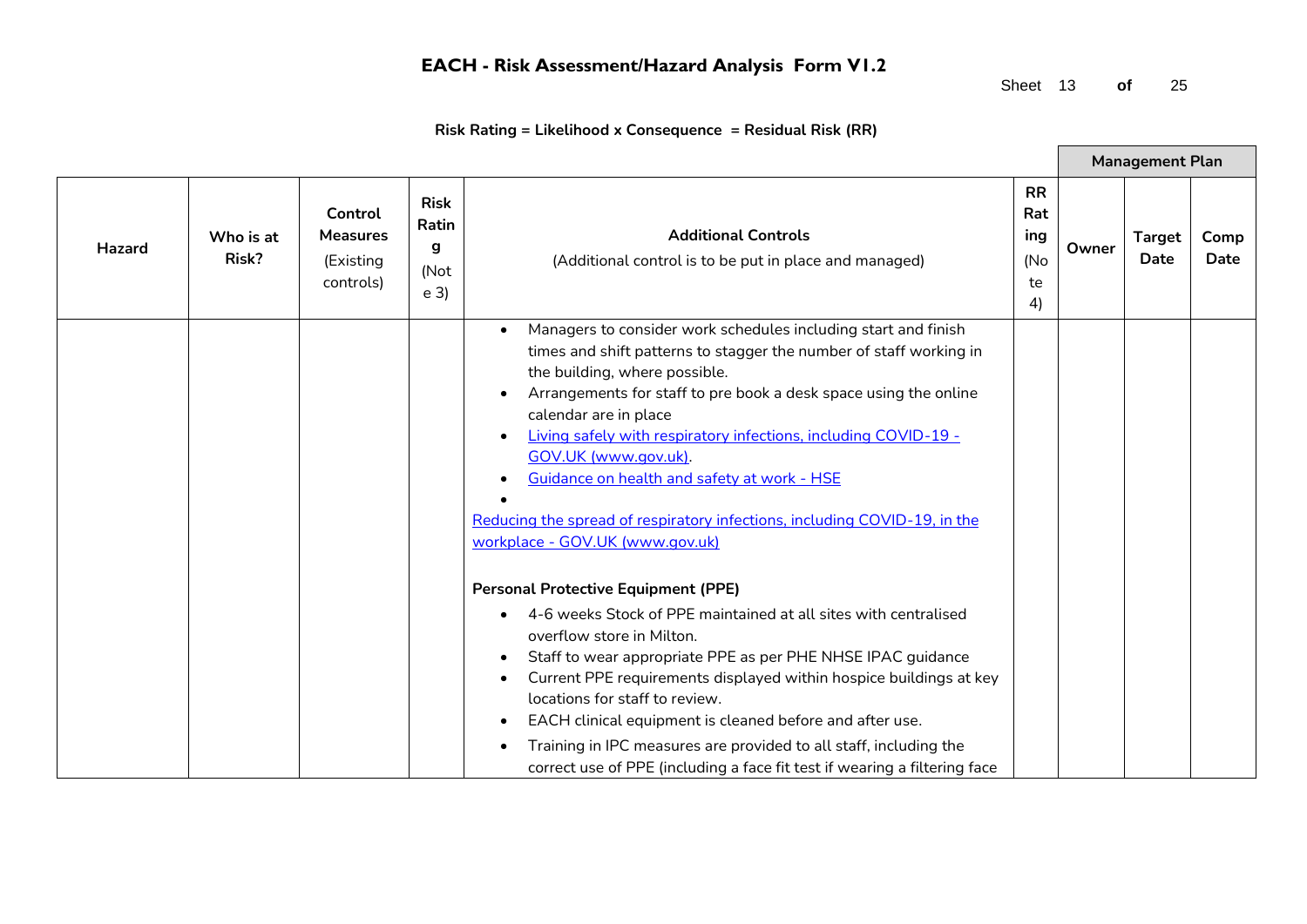# EACH - Risk Assessment/Hazard Analysis Form V1.2

**Risk Rating = Likelihood x Consequence = Residual Risk (RR)**

| Hazard | Who is at Risk? | Control Measures (Existing controls) | Risk Rating (Note 3) | Additional Controls (Additional control is to be put in place and managed) | RR Rating (Note 4) | Management Plan | | |
|---|---|---|---|---|---|---|---|---|
| | | | | | | Owner | Target Date | Comp Date |
| | | | | • Managers to consider work schedules including start and finish times and shift patterns to stagger the number of staff working in the building, where possible.<br>• Arrangements for staff to pre book a desk space using the online calendar are in place<br>• Living safely with respiratory infections, including COVID-19 - GOV.UK (www.gov.uk).<br>• Guidance on health and safety at work - HSE<br>•<br>Reducing the spread of respiratory infections, including COVID-19, in the workplace - GOV.UK (www.gov.uk)<br><br>**Personal Protective Equipment (PPE)**<br>• 4-6 weeks Stock of PPE maintained at all sites with centralised overflow store in Milton.<br>• Staff to wear appropriate PPE as per PHE NHSE IPAC guidance<br>• Current PPE requirements displayed within hospice buildings at key locations for staff to review.<br>• EACH clinical equipment is cleaned before and after use.<br>• Training in IPC measures are provided to all staff, including the correct use of PPE (including a face fit test if wearing a filtering face | | | | |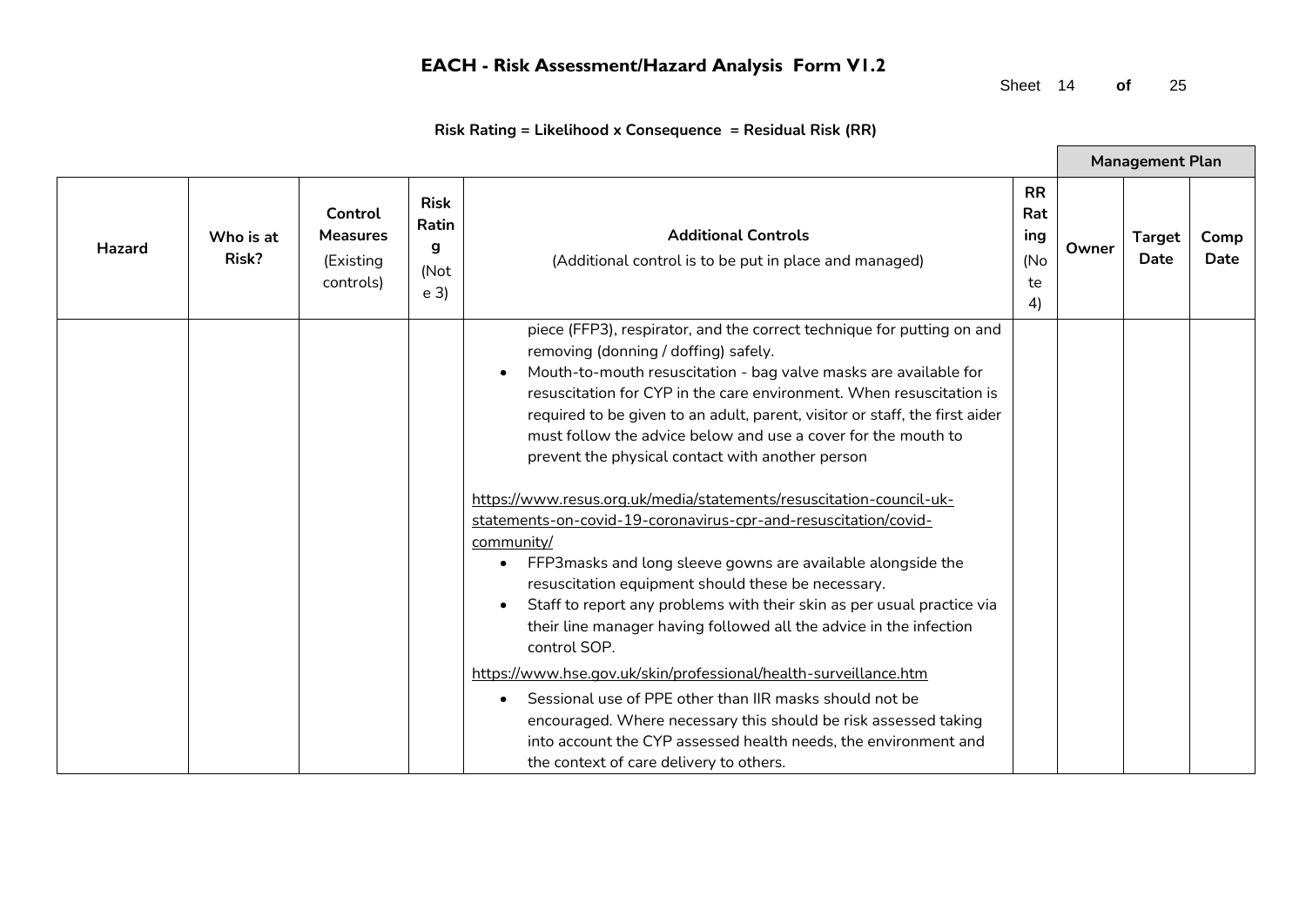# EACH - Risk Assessment/Hazard Analysis Form V1.2

**Risk Rating = Likelihood x Consequence = Residual Risk (RR)**

| Hazard | Who is at Risk? | Control Measures (Existing controls) | Risk Rating (Note 3) | Additional Controls (Additional control is to be put in place and managed) | RR Rating (Note 4) | Management Plan | | |
|---|---|---|---|---|---|---|---|---|
| | | | | | | Owner | Target Date | Comp Date |
| | | | | piece (FFP3), respirator, and the correct technique for putting on and removing (donning / doffing) safely.<br>• Mouth-to-mouth resuscitation - bag valve masks are available for resuscitation for CYP in the care environment. When resuscitation is required to be given to an adult, parent, visitor or staff, the first aider must follow the advice below and use a cover for the mouth to prevent the physical contact with another person<br><br>https://www.resus.org.uk/media/statements/resuscitation-council-uk-statements-on-covid-19-coronavirus-cpr-and-resuscitation/covid-community/<br>• FFP3masks and long sleeve gowns are available alongside the resuscitation equipment should these be necessary.<br>• Staff to report any problems with their skin as per usual practice via their line manager having followed all the advice in the infection control SOP.<br><br>https://www.hse.gov.uk/skin/professional/health-surveillance.htm<br>• Sessional use of PPE other than IIR masks should not be encouraged. Where necessary this should be risk assessed taking into account the CYP assessed health needs, the environment and the context of care delivery to others. | | | | |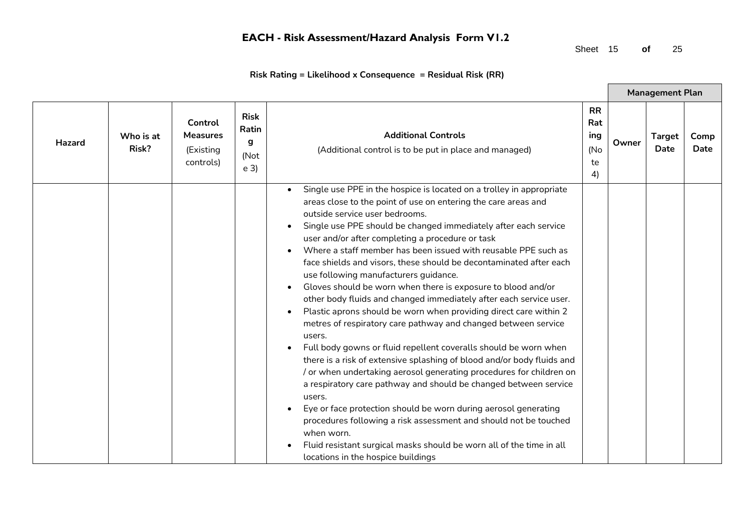## EACH - Risk Assessment/Hazard Analysis Form V1.2

**Risk Rating = Likelihood x Consequence = Residual Risk (RR)**

| Hazard | Who is at Risk? | Control Measures (Existing controls) | Risk Rating (Note 3) | Additional Controls (Additional control is to be put in place and managed) | RR Rating (Note 4) | Management Plan | | |
|---|---|---|---|---|---|---|---|---|
| | | | | | | Owner | Target Date | Comp Date |
| | | | | • Single use PPE in the hospice is located on a trolley in appropriate areas close to the point of use on entering the care areas and outside service user bedrooms.<br>• Single use PPE should be changed immediately after each service user and/or after completing a procedure or task<br>• Where a staff member has been issued with reusable PPE such as face shields and visors, these should be decontaminated after each use following manufacturers guidance.<br>• Gloves should be worn when there is exposure to blood and/or other body fluids and changed immediately after each service user.<br>• Plastic aprons should be worn when providing direct care within 2 metres of respiratory care pathway and changed between service users.<br>• Full body gowns or fluid repellent coveralls should be worn when there is a risk of extensive splashing of blood and/or body fluids and / or when undertaking aerosol generating procedures for children on a respiratory care pathway and should be changed between service users.<br>• Eye or face protection should be worn during aerosol generating procedures following a risk assessment and should not be touched when worn.<br>• Fluid resistant surgical masks should be worn all of the time in all locations in the hospice buildings | | | | |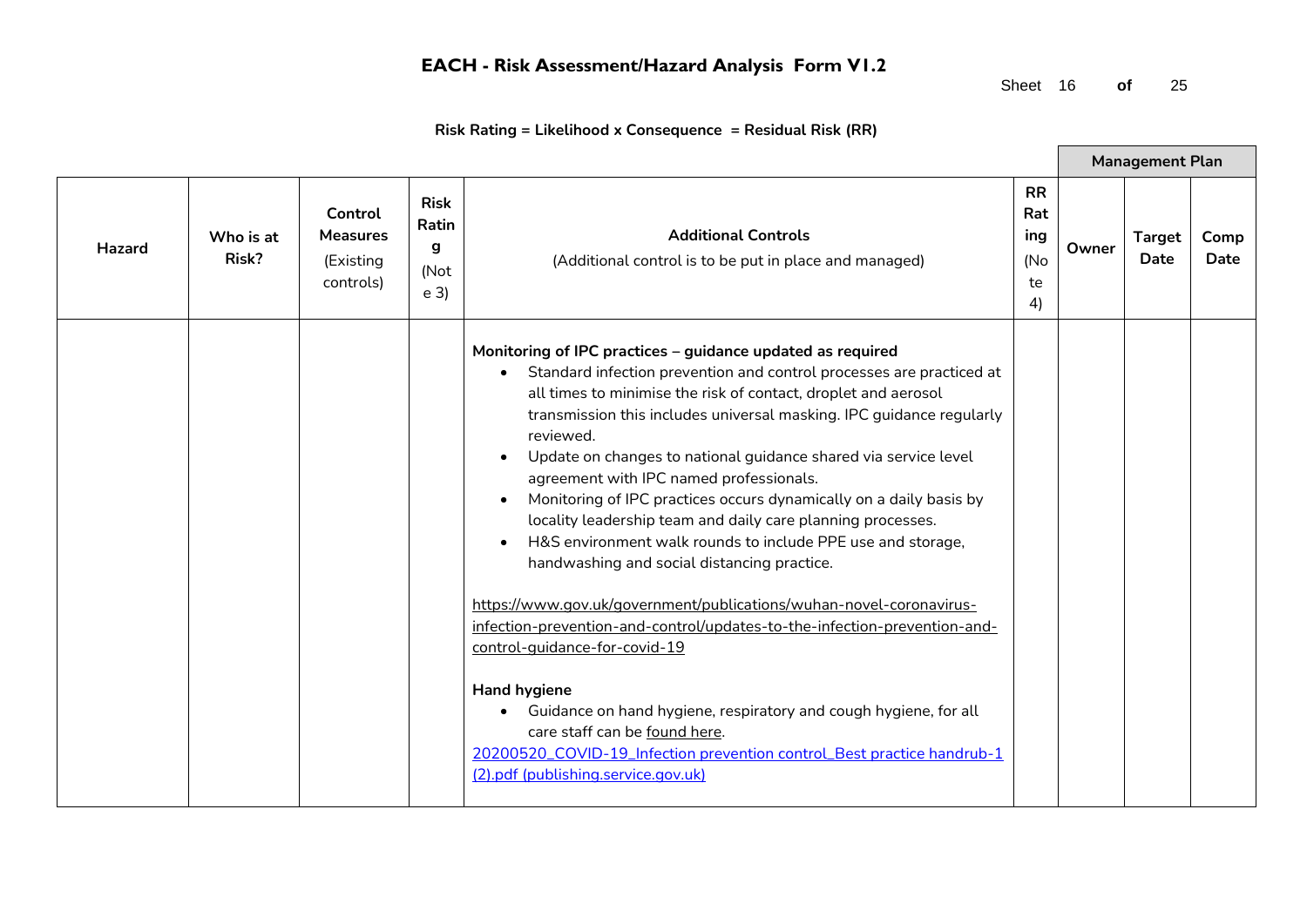# EACH - Risk Assessment/Hazard Analysis Form V1.2

**Risk Rating = Likelihood x Consequence = Residual Risk (RR)**

| Hazard | Who is at Risk? | Control Measures (Existing controls) | Risk Rating (Note 3) | Additional Controls (Additional control is to be put in place and managed) | RR Rating (Note 4) | Management Plan | | |
|---|---|---|---|---|---|---|---|---|
| | | | | | | Owner | Target Date | Comp Date |
| | | | | **Monitoring of IPC practices – guidance updated as required**<br>• Standard infection prevention and control processes are practiced at all times to minimise the risk of contact, droplet and aerosol transmission this includes universal masking. IPC guidance regularly reviewed.<br>• Update on changes to national guidance shared via service level agreement with IPC named professionals.<br>• Monitoring of IPC practices occurs dynamically on a daily basis by locality leadership team and daily care planning processes.<br>• H&S environment walk rounds to include PPE use and storage, handwashing and social distancing practice.<br><br>https://www.gov.uk/government/publications/wuhan-novel-coronavirus-infection-prevention-and-control/updates-to-the-infection-prevention-and-control-guidance-for-covid-19<br><br>**Hand hygiene**<br>• Guidance on hand hygiene, respiratory and cough hygiene, for all care staff can be found here.<br>20200520_COVID-19_Infection prevention control_Best practice handrub-1 (2).pdf (publishing.service.gov.uk) | | | | |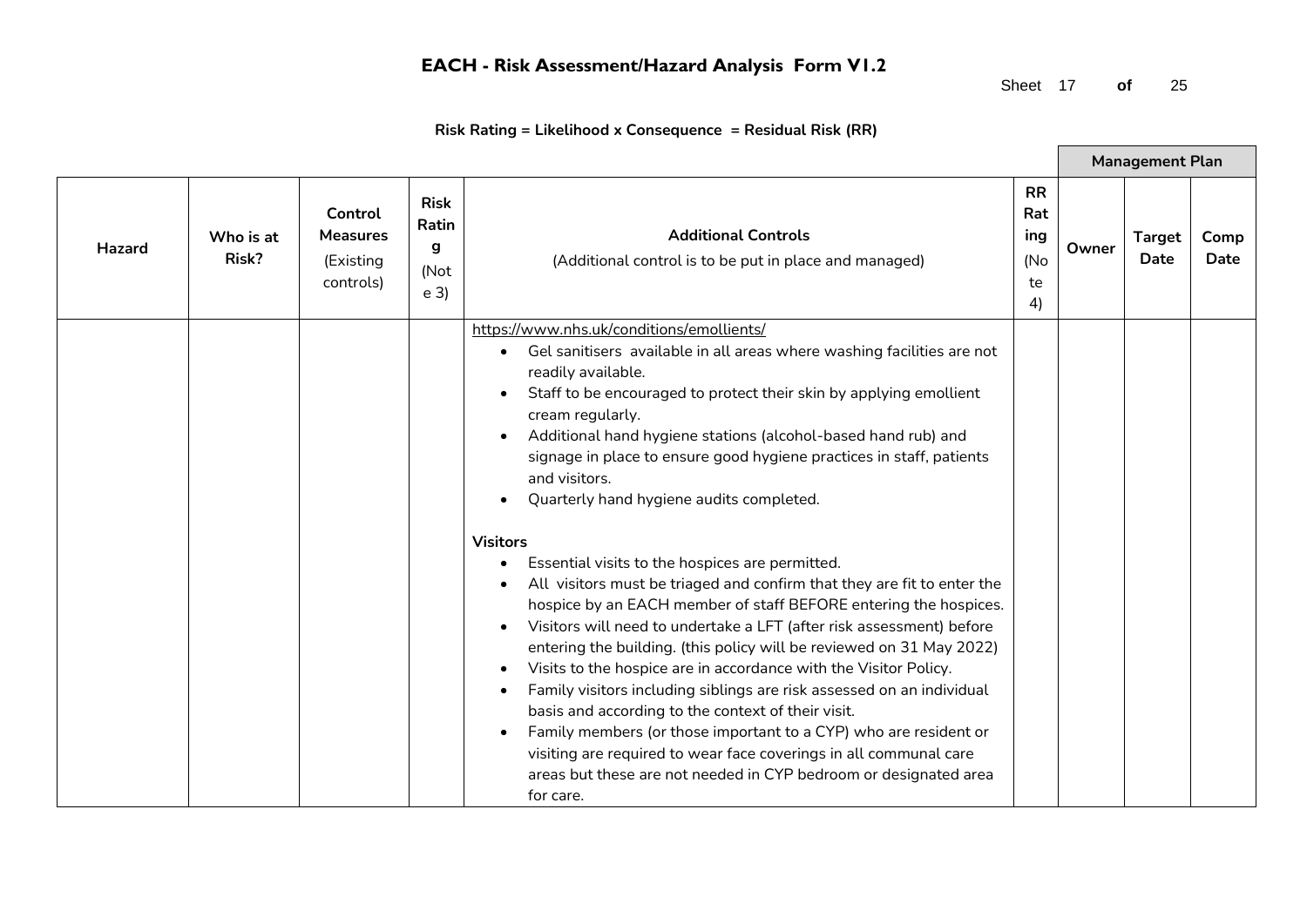# EACH - Risk Assessment/Hazard Analysis Form V1.2

**Risk Rating = Likelihood x Consequence = Residual Risk (RR)**

| Hazard | Who is at Risk? | Control Measures (Existing controls) | Risk Rating (Note 3) | Additional Controls (Additional control is to be put in place and managed) | RR Rating (Note 4) | Management Plan | | |
|---|---|---|---|---|---|---|---|---|
| | | | | | | Owner | Target Date | Comp Date |
| | | | | https://www.nhs.uk/conditions/emollients/ <br> • Gel sanitisers available in all areas where washing facilities are not readily available. <br> • Staff to be encouraged to protect their skin by applying emollient cream regularly. <br> • Additional hand hygiene stations (alcohol-based hand rub) and signage in place to ensure good hygiene practices in staff, patients and visitors. <br> • Quarterly hand hygiene audits completed. <br><br> **Visitors** <br> • Essential visits to the hospices are permitted. <br> • All visitors must be triaged and confirm that they are fit to enter the hospice by an EACH member of staff BEFORE entering the hospices. <br> • Visitors will need to undertake a LFT (after risk assessment) before entering the building. (this policy will be reviewed on 31 May 2022) <br> • Visits to the hospice are in accordance with the Visitor Policy. <br> • Family visitors including siblings are risk assessed on an individual basis and according to the context of their visit. <br> • Family members (or those important to a CYP) who are resident or visiting are required to wear face coverings in all communal care areas but these are not needed in CYP bedroom or designated area for care. | | | | |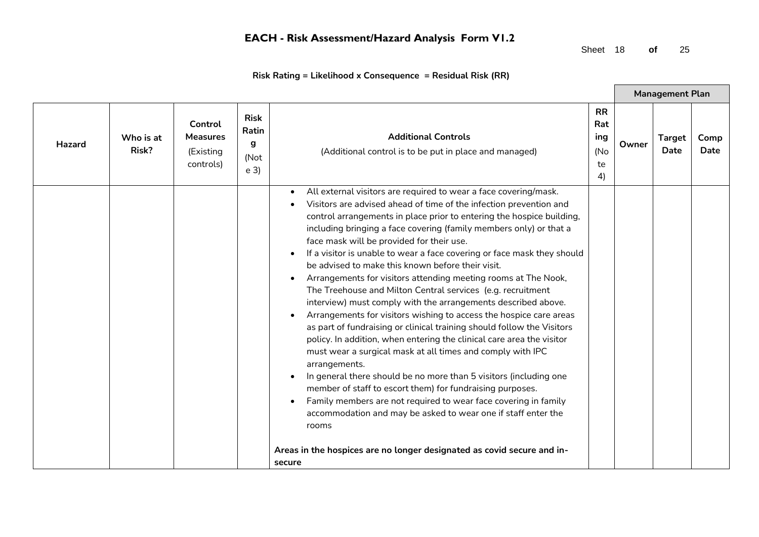# EACH - Risk Assessment/Hazard Analysis Form V1.2

**Risk Rating = Likelihood x Consequence = Residual Risk (RR)**

| Hazard | Who is at Risk? | Control Measures (Existing controls) | Risk Rating (Note 3) | Additional Controls (Additional control is to be put in place and managed) | RR Rating (Note 4) | Management Plan: Owner | Management Plan: Target Date | Management Plan: Comp Date |
|---|---|---|---|---|---|---|---|---|
| | | | | • All external visitors are required to wear a face covering/mask.<br>• Visitors are advised ahead of time of the infection prevention and control arrangements in place prior to entering the hospice building, including bringing a face covering (family members only) or that a face mask will be provided for their use.<br>• If a visitor is unable to wear a face covering or face mask they should be advised to make this known before their visit.<br>• Arrangements for visitors attending meeting rooms at The Nook, The Treehouse and Milton Central services (e.g. recruitment interview) must comply with the arrangements described above.<br>• Arrangements for visitors wishing to access the hospice care areas as part of fundraising or clinical training should follow the Visitors policy. In addition, when entering the clinical care area the visitor must wear a surgical mask at all times and comply with IPC arrangements.<br>• In general there should be no more than 5 visitors (including one member of staff to escort them) for fundraising purposes.<br>• Family members are not required to wear face covering in family accommodation and may be asked to wear one if staff enter the rooms<br><br>**Areas in the hospices are no longer designated as covid secure and in-secure** | | | | |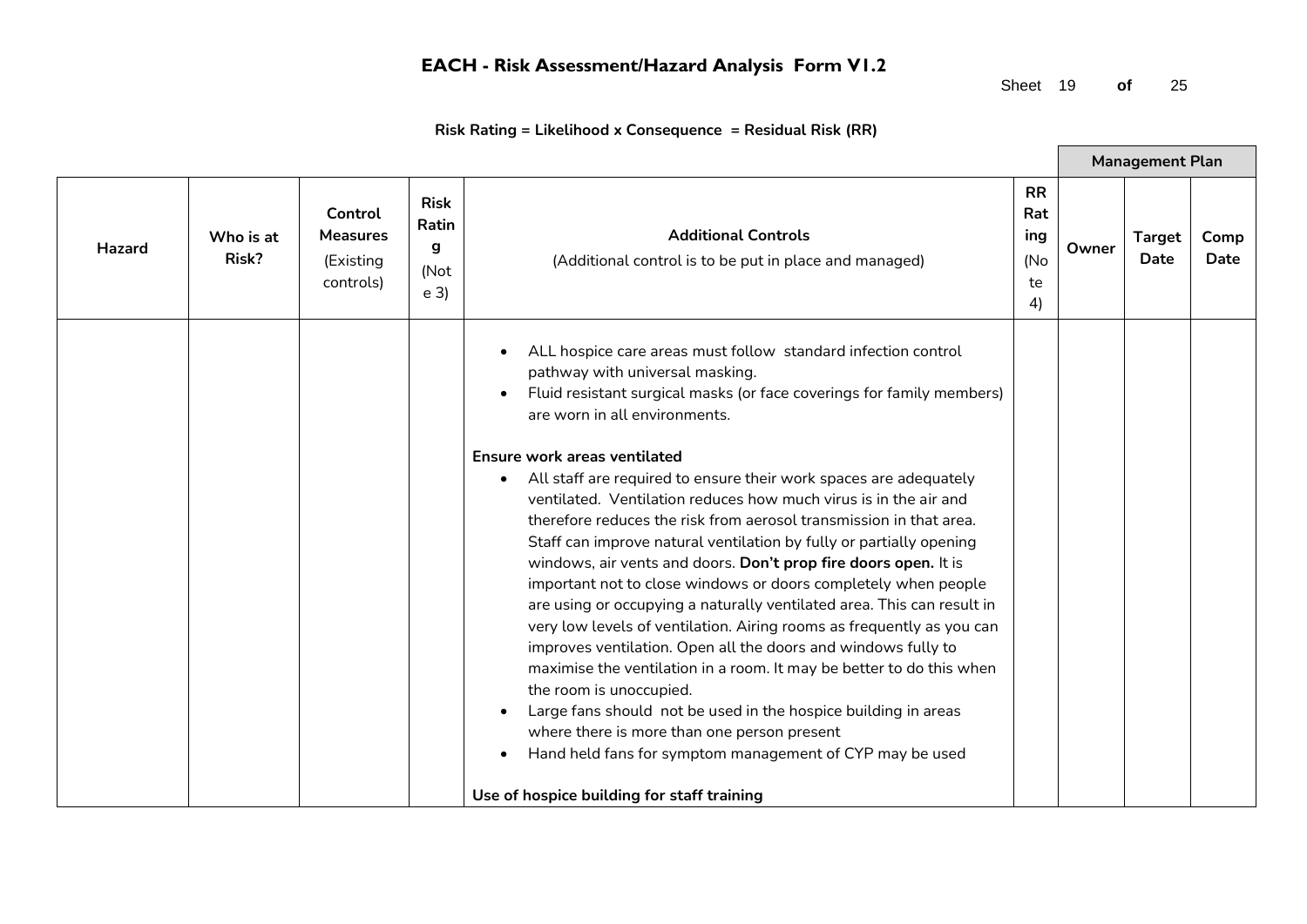# EACH - Risk Assessment/Hazard Analysis Form V1.2

**Risk Rating = Likelihood x Consequence = Residual Risk (RR)**

| Hazard | Who is at Risk? | Control Measures (Existing controls) | Risk Rating (Note 3) | Additional Controls (Additional control is to be put in place and managed) | RR Rating (Note 4) | Management Plan | | |
|---|---|---|---|---|---|---|---|---|
| | | | | | | Owner | Target Date | Comp Date |
| | | | | • ALL hospice care areas must follow standard infection control pathway with universal masking.<br>• Fluid resistant surgical masks (or face coverings for family members) are worn in all environments.<br><br>**Ensure work areas ventilated**<br>• All staff are required to ensure their work spaces are adequately ventilated. Ventilation reduces how much virus is in the air and therefore reduces the risk from aerosol transmission in that area. Staff can improve natural ventilation by fully or partially opening windows, air vents and doors. **Don't prop fire doors open.** It is important not to close windows or doors completely when people are using or occupying a naturally ventilated area. This can result in very low levels of ventilation. Airing rooms as frequently as you can improves ventilation. Open all the doors and windows fully to maximise the ventilation in a room. It may be better to do this when the room is unoccupied.<br>• Large fans should not be used in the hospice building in areas where there is more than one person present<br>• Hand held fans for symptom management of CYP may be used<br><br>**Use of hospice building for staff training** | | | | |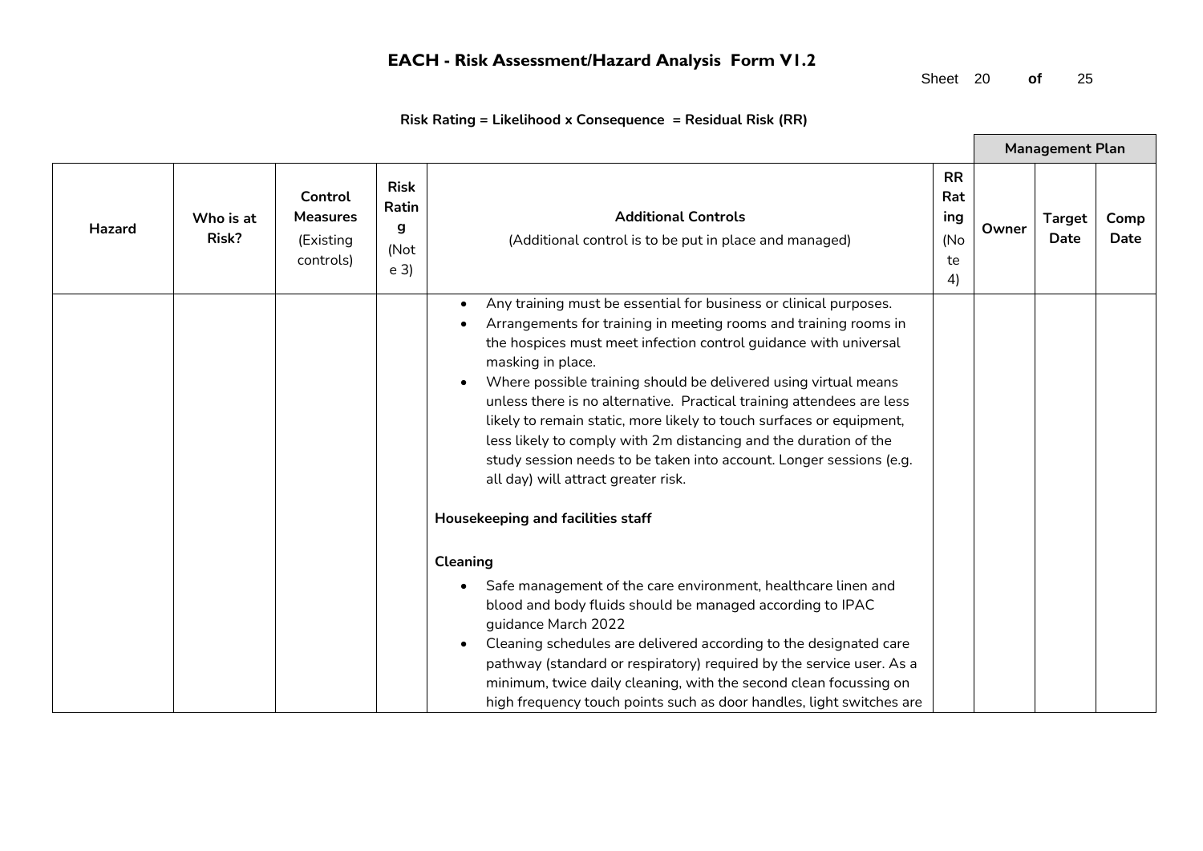# EACH - Risk Assessment/Hazard Analysis Form V1.2

**Risk Rating = Likelihood x Consequence = Residual Risk (RR)**

| Hazard | Who is at Risk? | Control Measures (Existing controls) | Risk Rating (Note 3) | Additional Controls (Additional control is to be put in place and managed) | RR Rating (Note 4) | Management Plan | | |
|---|---|---|---|---|---|---|---|---|
| | | | | | | Owner | Target Date | Comp Date |
| | | | | • Any training must be essential for business or clinical purposes.<br>• Arrangements for training in meeting rooms and training rooms in the hospices must meet infection control guidance with universal masking in place.<br>• Where possible training should be delivered using virtual means unless there is no alternative. Practical training attendees are less likely to remain static, more likely to touch surfaces or equipment, less likely to comply with 2m distancing and the duration of the study session needs to be taken into account. Longer sessions (e.g. all day) will attract greater risk.<br><br>**Housekeeping and facilities staff**<br><br>**Cleaning**<br>• Safe management of the care environment, healthcare linen and blood and body fluids should be managed according to IPAC guidance March 2022<br>• Cleaning schedules are delivered according to the designated care pathway (standard or respiratory) required by the service user. As a minimum, twice daily cleaning, with the second clean focussing on high frequency touch points such as door handles, light switches are | | | | |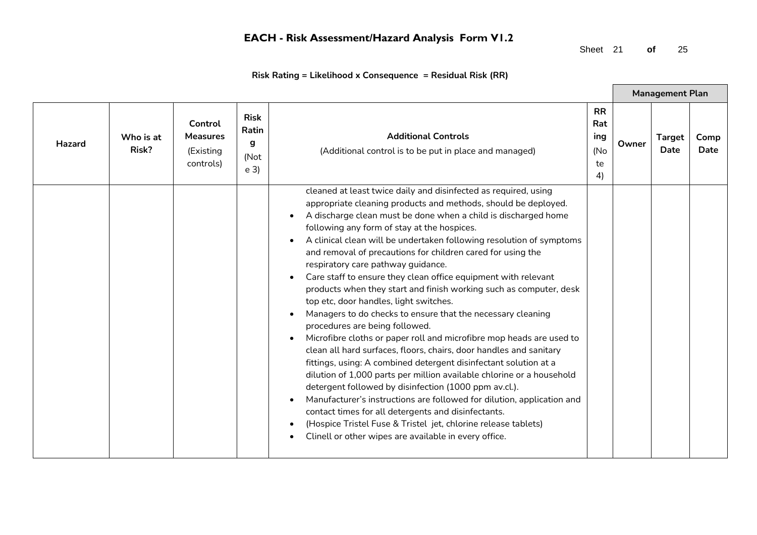# EACH - Risk Assessment/Hazard Analysis Form V1.2

**Risk Rating = Likelihood x Consequence = Residual Risk (RR)**

| Hazard | Who is at Risk? | Control Measures (Existing controls) | Risk Rating (Note 3) | Additional Controls (Additional control is to be put in place and managed) | RR Rating (Note 4) | Management Plan | | |
|---|---|---|---|---|---|---|---|---|
| | | | | | | Owner | Target Date | Comp Date |
| | | | | cleaned at least twice daily and disinfected as required, using appropriate cleaning products and methods, should be deployed.<br>• A discharge clean must be done when a child is discharged home following any form of stay at the hospices.<br>• A clinical clean will be undertaken following resolution of symptoms and removal of precautions for children cared for using the respiratory care pathway guidance.<br>• Care staff to ensure they clean office equipment with relevant products when they start and finish working such as computer, desk top etc, door handles, light switches.<br>• Managers to do checks to ensure that the necessary cleaning procedures are being followed.<br>• Microfibre cloths or paper roll and microfibre mop heads are used to clean all hard surfaces, floors, chairs, door handles and sanitary fittings, using: A combined detergent disinfectant solution at a dilution of 1,000 parts per million available chlorine or a household detergent followed by disinfection (1000 ppm av.cl.).<br>• Manufacturer's instructions are followed for dilution, application and contact times for all detergents and disinfectants.<br>• (Hospice Tristel Fuse & Tristel jet, chlorine release tablets)<br>• Clinell or other wipes are available in every office. | | | | |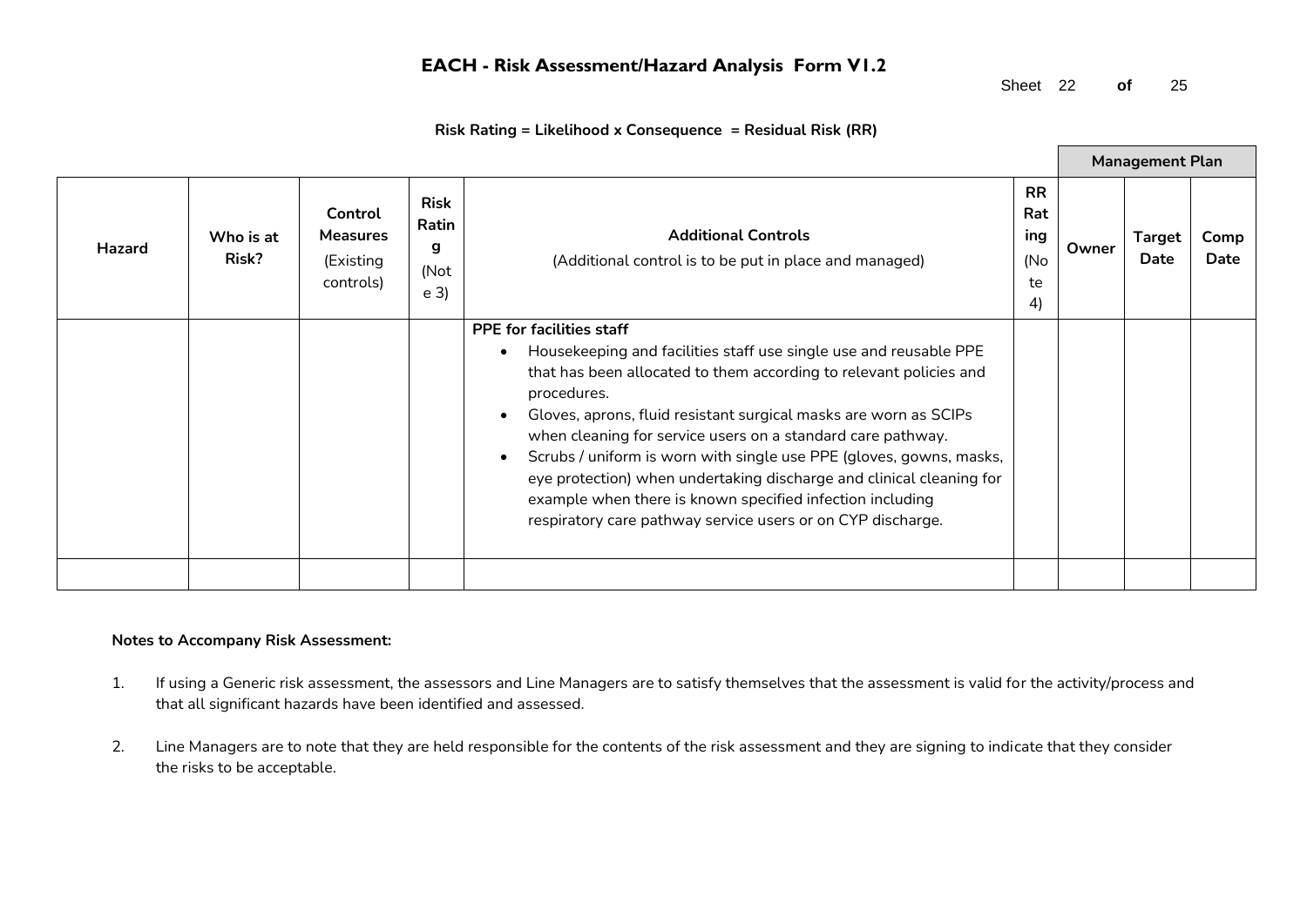# EACH - Risk Assessment/Hazard Analysis Form V1.2

**Risk Rating = Likelihood x Consequence = Residual Risk (RR)**

| Hazard | Who is at Risk? | Control Measures (Existing controls) | Risk Rating (Note 3) | Additional Controls (Additional control is to be put in place and managed) | RR Rating (Note 4) | Management Plan | | |
|---|---|---|---|---|---|---|---|---|
| | | | | | | Owner | Target Date | Comp Date |
| | | | | **PPE for facilities staff** <br> • Housekeeping and facilities staff use single use and reusable PPE that has been allocated to them according to relevant policies and procedures. <br> • Gloves, aprons, fluid resistant surgical masks are worn as SCIPs when cleaning for service users on a standard care pathway. <br> • Scrubs / uniform is worn with single use PPE (gloves, gowns, masks, eye protection) when undertaking discharge and clinical cleaning for example when there is known specified infection including respiratory care pathway service users or on CYP discharge. | | | | |
| | | | | | | | | |

**Notes to Accompany Risk Assessment:**

1. If using a Generic risk assessment, the assessors and Line Managers are to satisfy themselves that the assessment is valid for the activity/process and that all significant hazards have been identified and assessed.

2. Line Managers are to note that they are held responsible for the contents of the risk assessment and they are signing to indicate that they consider the risks to be acceptable.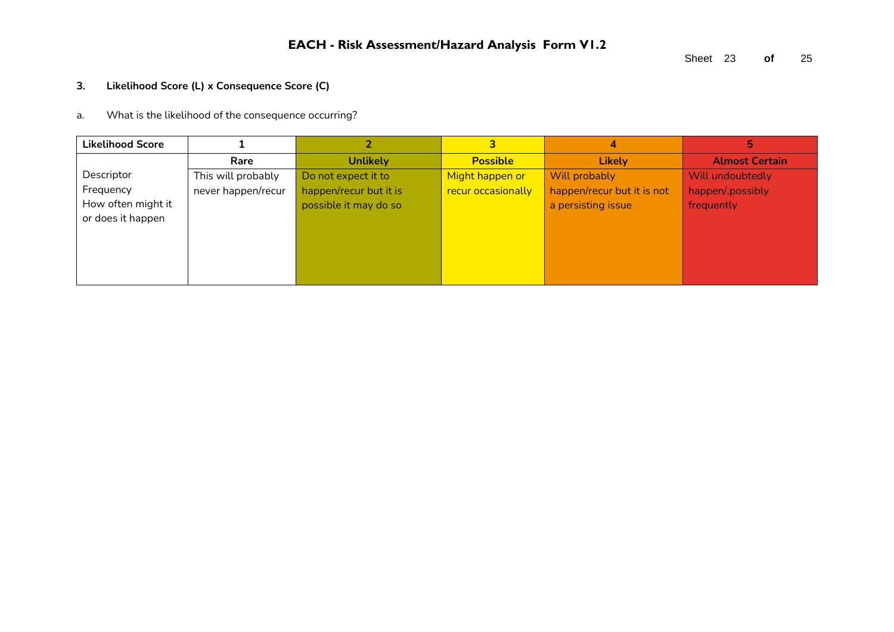**3. Likelihood Score (L) x Consequence Score (C)**

a. What is the likelihood of the consequence occurring?

| Likelihood Score | 1 | 2 | 3 | 4 | 5 |
|---|---|---|---|---|---|
| | **Rare** | **Unlikely** | **Possible** | **Likely** | **Almost Certain** |
| Descriptor Frequency How often might it or does it happen | This will probably never happen/recur | Do not expect it to happen/recur but it is possible it may do so | Might happen or recur occasionally | Will probably happen/recur but it is not a persisting issue | Will undoubtedly happen/,possibly frequently |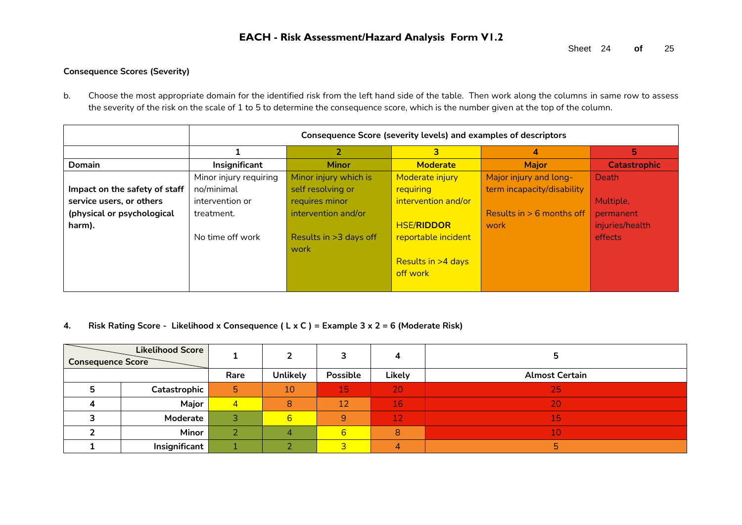**Consequence Scores (Severity)**

b. Choose the most appropriate domain for the identified risk from the left hand side of the table. Then work along the columns in same row to assess the severity of the risk on the scale of 1 to 5 to determine the consequence score, which is the number given at the top of the column.

| | Consequence Score (severity levels) and examples of descriptors | | | | |
|---|---|---|---|---|---|
| | 1 | 2 | 3 | 4 | 5 |
| **Domain** | **Insignificant** | **Minor** | **Moderate** | **Major** | **Catastrophic** |
| **Impact on the safety of staff service users, or others (physical or psychological harm).** | Minor injury requiring no/minimal intervention or treatment.<br><br>No time off work | Minor injury which is self resolving or requires minor intervention and/or<br><br>Results in >3 days off work | Moderate injury requiring intervention and/or<br><br>HSE/**RIDDOR** reportable incident<br><br>Results in >4 days off work | Major injury and long-term incapacity/disability<br><br>Results in > 6 months off work | Death<br><br>Multiple, permanent injuries/health effects |

**4. Risk Rating Score - Likelihood x Consequence ( L x C ) = Example 3 x 2 = 6 (Moderate Risk)**

| Consequence Score \ Likelihood Score | | 1 | 2 | 3 | 4 | 5 |
|---|---|---|---|---|---|---|
| | | **Rare** | **Unlikely** | **Possible** | **Likely** | **Almost Certain** |
| 5 | Catastrophic | 5 | 10 | 15 | 20 | 25 |
| 4 | Major | 4 | 8 | 12 | 16 | 20 |
| 3 | Moderate | 3 | 6 | 9 | 12 | 15 |
| 2 | Minor | 2 | 4 | 6 | 8 | 10 |
| 1 | Insignificant | 1 | 2 | 3 | 4 | 5 |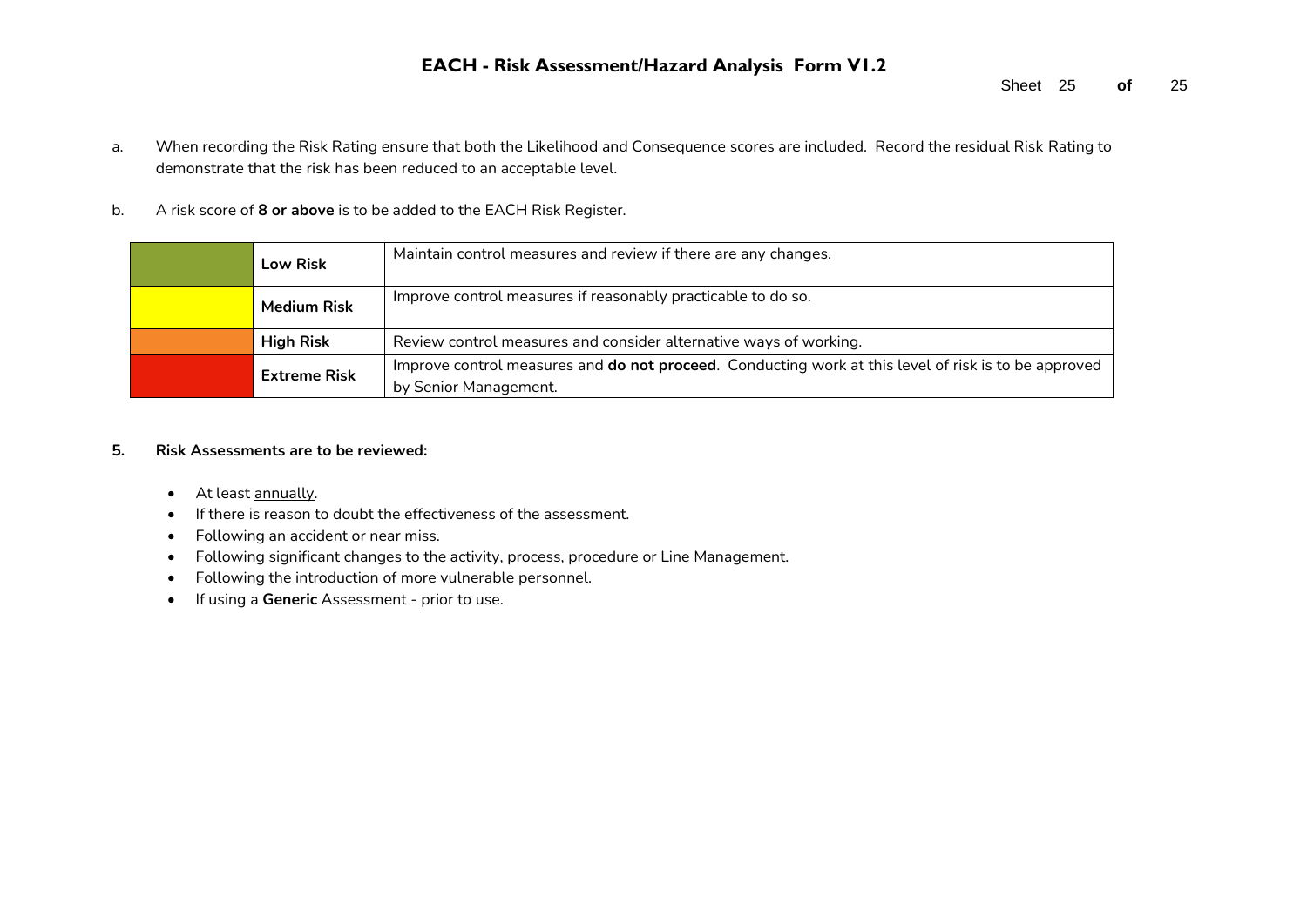a. When recording the Risk Rating ensure that both the Likelihood and Consequence scores are included. Record the residual Risk Rating to demonstrate that the risk has been reduced to an acceptable level.

b. A risk score of **8 or above** is to be added to the EACH Risk Register.

| | | |
|---|---|---|
| | **Low Risk** | Maintain control measures and review if there are any changes. |
| | **Medium Risk** | Improve control measures if reasonably practicable to do so. |
| | **High Risk** | Review control measures and consider alternative ways of working. |
| | **Extreme Risk** | Improve control measures and **do not proceed**. Conducting work at this level of risk is to be approved by Senior Management. |

**5. Risk Assessments are to be reviewed:**

- At least annually.
- If there is reason to doubt the effectiveness of the assessment.
- Following an accident or near miss.
- Following significant changes to the activity, process, procedure or Line Management.
- Following the introduction of more vulnerable personnel.
- If using a **Generic** Assessment - prior to use.